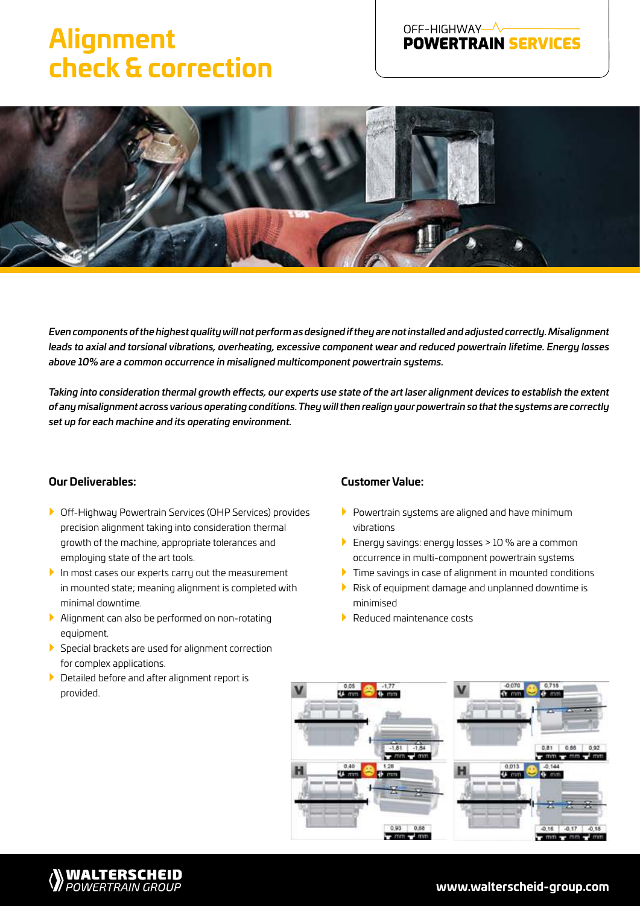# Alignment check & correction

OFF-HIGHWAY POWERTRAIN SERVICES

*Even components of the highest quality will not perform as designed if they are not installed and adjusted correctly. Misalignment leads to axial and torsional vibrations, overheating, excessive component wear and reduced powertrain lifetime. Energy losses above 10% are a common occurrence in misaligned multicomponent powertrain systems.*

*Taking into consideration thermal growth effects, our experts use state of the art laser alignment devices to establish the extent of any misalignment across various operating conditions. They will then realign your powertrain so that the systems are correctly set up for each machine and its operating environment.*

### Our Deliverables:

- Off-Highway Powertrain Services (OHP Services) provides precision alignment taking into consideration thermal growth of the machine, appropriate tolerances and employing state of the art tools.
- In most cases our experts carry out the measurement in mounted state; meaning alignment is completed with minimal downtime.
- Alignment can also be performed on non-rotating equipment.
- Special brackets are used for alignment correction for complex applications.
- Detailed before and after alignment report is provided.

### Customer Value:

- Powertrain systems are aligned and have minimum vibrations
- Energy savings: energy losses > 10 % are a common occurrence in multi-component powertrain systems
- Time savings in case of alignment in mounted conditions
- Risk of equipment damage and unplanned downtime is minimised
- Reduced maintenance costs

WALTERSCHEID POWERTRAIN GROUP

www.walterscheid-group.com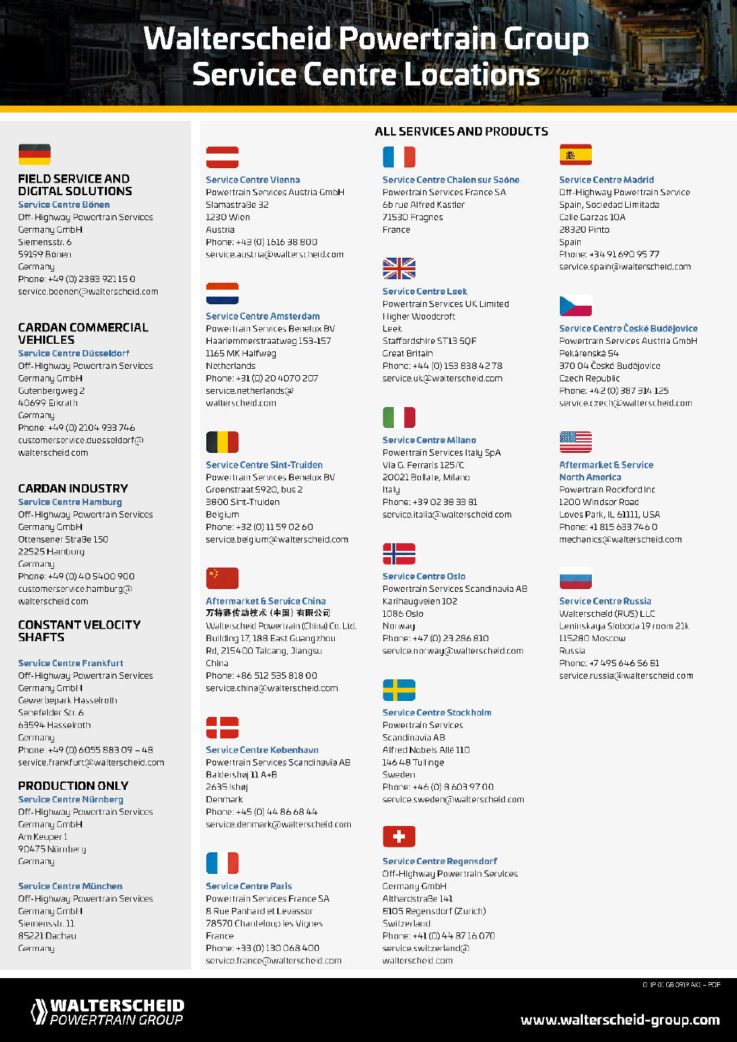# Walterscheid Powertrain Group Service Centre Locations

## FIELD SERVICE AND DIGITAL SOLUTIONS

**Service Centre Bönen**
Off-Highway Powertrain Services Germany GmbH
Siemensstr. 6
59199 Bönen
Germany
Phone: +49 (0) 2383 921 15 0
service.boenen@walterscheid.com

## CARDAN COMMERCIAL VEHICLES

**Service Centre Düsseldorf**
Off-Highway Powertrain Services Germany GmbH
Gutenbergweg 2
40699 Erkrath
Germany
Phone: +49 (0) 2104 933 746
customerservice.duesseldorf@walterscheid.com

## CARDAN INDUSTRY

**Service Centre Hamburg**
Off-Highway Powertrain Services Germany GmbH
Ottensener Straße 150
22525 Hamburg
Germany
Phone: +49 (0) 40 5400 900
customerservice.hamburg@walterscheid.com

## CONSTANT VELOCITY SHAFTS

**Service Centre Frankfurt**
Off-Highway Powertrain Services Germany GmbH
Gewerbepark Hasselroth
Senefelder Str. 6
63594 Hasselroth
Germany
Phone: +49 (0) 6055 883 09 – 48
service.frankfurt@walterscheid.com

## PRODUCTION ONLY

**Service Centre Nürnberg**
Off-Highway Powertrain Services Germany GmbH
Am Keuper 1
90475 Nürnberg
Germany

**Service Centre München**
Off-Highway Powertrain Services Germany GmbH
Siemensstr. 11
85221 Dachau
Germany

## ALL SERVICES AND PRODUCTS

**Service Centre Vienna**
Powertrain Services Austria GmbH
Slamastraße 32
1230 Wien
Austria
Phone: +43 (0) 1616 38 800
service.austria@walterscheid.com

**Service Centre Amsterdam**
Powertrain Services Benelux BV
Haarlemmerstraatweg 153-157
1165 MK Halfweg
Netherlands
Phone: +31 (0) 20 4070 207
service.netherlands@walterscheid.com

**Service Centre Sint-Truiden**
Powertrain Services Benelux BV
Groenstraat 5920, bus 2
3800 Sint-Truiden
Belgium
Phone: +32 (0) 11 59 02 60
service.belgium@walterscheid.com

**Aftermarket & Service China**
万特塞传动技术（中国）有限公司
Walterscheid Powertrain (China) Co. Ltd.
Building 17, 188 East Guangzhou Rd, 215400 Taicang, Jiangsu
China
Phone: +86 512 535 818 00
service.china@walterscheid.com

**Service Centre København**
Powertrain Services Scandinavia AB
Baldershøj 11 A+B
2635 Ishøj
Denmark
Phone: +45 (0) 44 86 68 44
service.denmark@walterscheid.com

**Service Centre Paris**
Powertrain Services France SA
8 Rue Panhard et Levassor
78570 Chanteloup les Vignes
France
Phone: +33 (0) 130 068 400
service.france@walterscheid.com

**Service Centre Chalon sur Saône**
Powertrain Services France SA
6b rue Alfred Kastler
71530 Fragnes
France

**Service Centre Leek**
Powertrain Services UK Limited
Higher Woodcroft
Leek
Staffordshire ST13 5QF
Great Britain
Phone: +44 (0) 153 838 42 78
service.uk@walterscheid.com

**Service Centre Milano**
Powertrain Services Italy SpA
Via G. Ferraris 125/C
20021 Bollate, Milano
Italy
Phone: +39 02 38 33 81
service.italia@walterscheid.com

**Service Centre Oslo**
Powertrain Services Scandinavia AB
Karihaugveien 102
1086 Oslo
Norway
Phone: +47 (0) 23 286 810
service.norway@walterscheid.com

**Service Centre Stockholm**
Powertrain Services Scandinavia AB
Alfred Nobels Allé 110
146 48 Tullinge
Sweden
Phone: +46 (0) 8 603 97 00
service.sweden@walterscheid.com

**Service Centre Regensdorf**
Off-Highway Powertrain Services Germany GmbH
Althardstraße 141
8105 Regensdorf (Zurich)
Switzerland
Phone: +41 (0) 44 87 16 070
service.switzerland@walterscheid.com

**Service Centre Madrid**
Off-Highway Powertrain Service Spain, Sociedad Limitada
Calle Garzas 10A
28320 Pinto
Spain
Phone: +34 91 690 95 77
service.spain@walterscheid.com

**Service Centre České Budějovice**
Powertrain Services Austria GmbH
Pekárenská 54
370 04 České Budějovice
Czech Republic
Phone: +42 (0) 387 314 125
service.czech@walterscheid.com

**Aftermarket & Service North America**
Powertrain Rockford Inc
1200 Windsor Road
Loves Park, IL 61111, USA
Phone: +1 815 633 746 0
mechanics@walterscheid.com

**Service Centre Russia**
Walterscheid (RUS) LLC
Leninskaya Sloboda 19 room 21k
115280 Moscow
Russia
Phone: +7 495 646 56 81
service.russia@walterscheid.com

O IP 01 GB 0919 AK1 – PDF

WALTERSCHEID POWERTRAIN GROUP

www.walterscheid-group.com